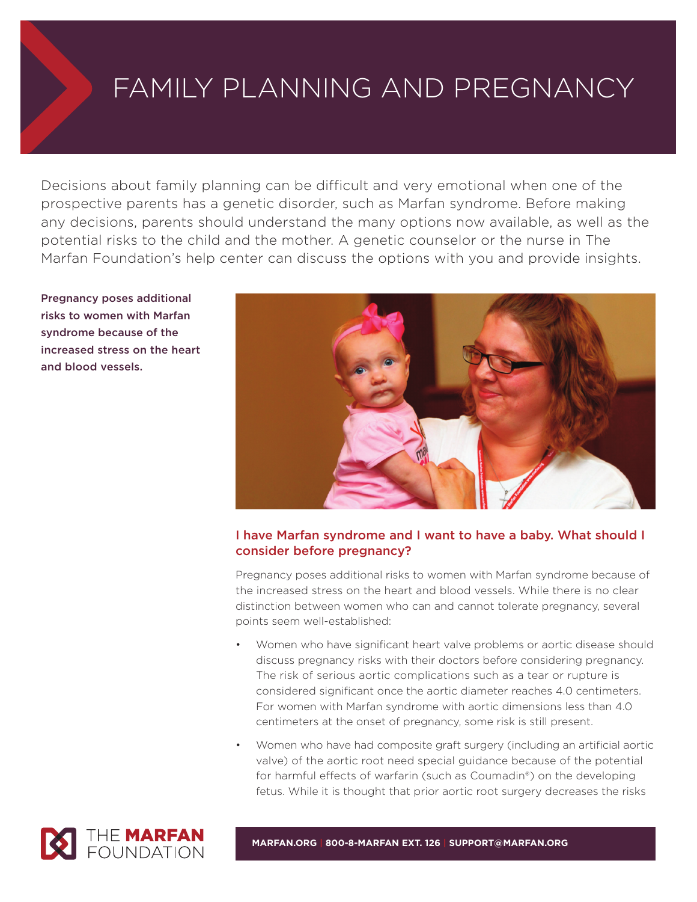# FAMILY PLANNING AND PREGNANCY

Decisions about family planning can be difficult and very emotional when one of the prospective parents has a genetic disorder, such as Marfan syndrome. Before making any decisions, parents should understand the many options now available, as well the potential risks to the child and the mother. A genetic counselor or the nurse in The Marfan Foundation's help center can discuss the options with you and provide insights.

**Pregnancy poses additional risks to women with Marfan syndrome because of the increased stress on the heart and blood vessels.**

## I have Marfan syndrome and I want to have a baby. What should I consider before pregnancy?

Pregnancy poses additional risks to women with Marfan syndrome because of the increased stress on the heart and blood vessels. While there is no clear distinction between women who can and cannot tolerate pregnancy, several points seem well-established:

- Women who have significant heart valve problems or aortic disease should discuss pregnancy risks with their doctors before considering pregnancy. The risk of serious aortic complications such as a tear or rupture is considered significant once the aortic diameter reaches 4.0 centimeters. For women with Marfan syndrome with aortic dimensions less than 4.0 centimeters at the onset of pregnancy, some risk is still present.
- Women who have had composite graft surgery (including an artificial aortic valve) of the aortic root need special guidance because of the potential for harmful effects of warfarin (such as Coumadin®) on the developing fetus. While it is thought that prior aortic root surgery decreases the risks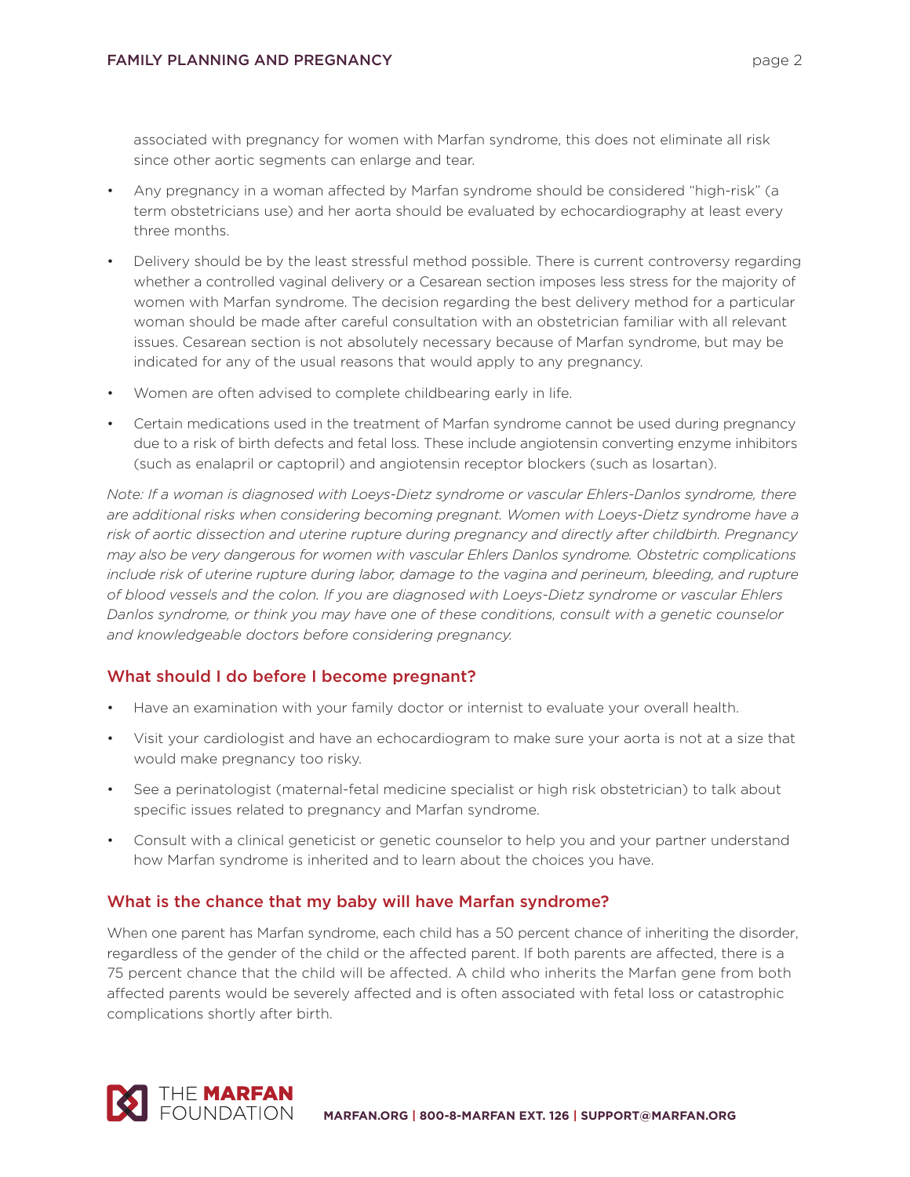associated with pregnancy for women with Marfan syndrome, this does not eliminate all risk since other aortic segments can enlarge and tear.

- Any pregnancy in a woman affected by Marfan syndrome should be considered "high-risk" (a term obstetricians use) and her aorta should be evaluated by echocardiography at least every three months.
- Delivery should be by the least stressful method possible. There is current controversy regarding whether a controlled vaginal delivery or a Cesarean section imposes less stress for the majority of women with Marfan syndrome. The decision regarding the best delivery method for a particular woman should be made after careful consultation with an obstetrician familiar with all relevant issues. Cesarean section is not absolutely necessary because of Marfan syndrome, but may be indicated for any of the usual reasons that would apply to any pregnancy.
- Women are often advised to complete childbearing early in life.
- Certain medications used in the treatment of Marfan syndrome cannot be used during pregnancy due to a risk of birth defects and fetal loss. These include angiotensin converting enzyme inhibitors (such as enalapril or captopril) and angiotensin receptor blockers (such as losartan).

*Note: If a woman is diagnosed with Loeys-Dietz syndrome or vascular Ehlers-Danlos syndrome, there are additional risks when considering becoming pregnant. Women with Loeys-Dietz syndrome have a risk of aortic dissection and uterine rupture during pregnancy and directly after childbirth. Pregnancy may also be very dangerous for women with vascular Ehlers Danlos syndrome. Obstetric complications include risk of uterine rupture during labor, damage to the vagina and perineum, bleeding, and rupture of blood vessels and the colon. If you are diagnosed with Loeys-Dietz syndrome or vascular Ehlers Danlos syndrome, or think you may have one of these conditions, consult with a genetic counselor and knowledgeable doctors before considering pregnancy.*

## What should I do before I become pregnant?

- Have an examination with your family doctor or internist to evaluate your overall health.
- Visit your cardiologist and have an echocardiogram to make sure your aorta is not at a size that would make pregnancy too risky.
- See a perinatologist (maternal-fetal medicine specialist or high risk obstetrician) to talk about specific issues related to pregnancy and Marfan syndrome.
- Consult with a clinical geneticist or genetic counselor to help you and your partner understand how Marfan syndrome is inherited and to learn about the choices you have.

## What is the chance that my baby will have Marfan syndrome?

When one parent has Marfan syndrome, each child has a 50 percent chance of inheriting the disorder, regardless of the gender of the child or the affected parent. If both parents are affected, there is a 75 percent chance that the child will be affected. A child who inherits the Marfan gene from both affected parents would be severely affected and is often associated with fetal loss or catastrophic complications shortly after birth.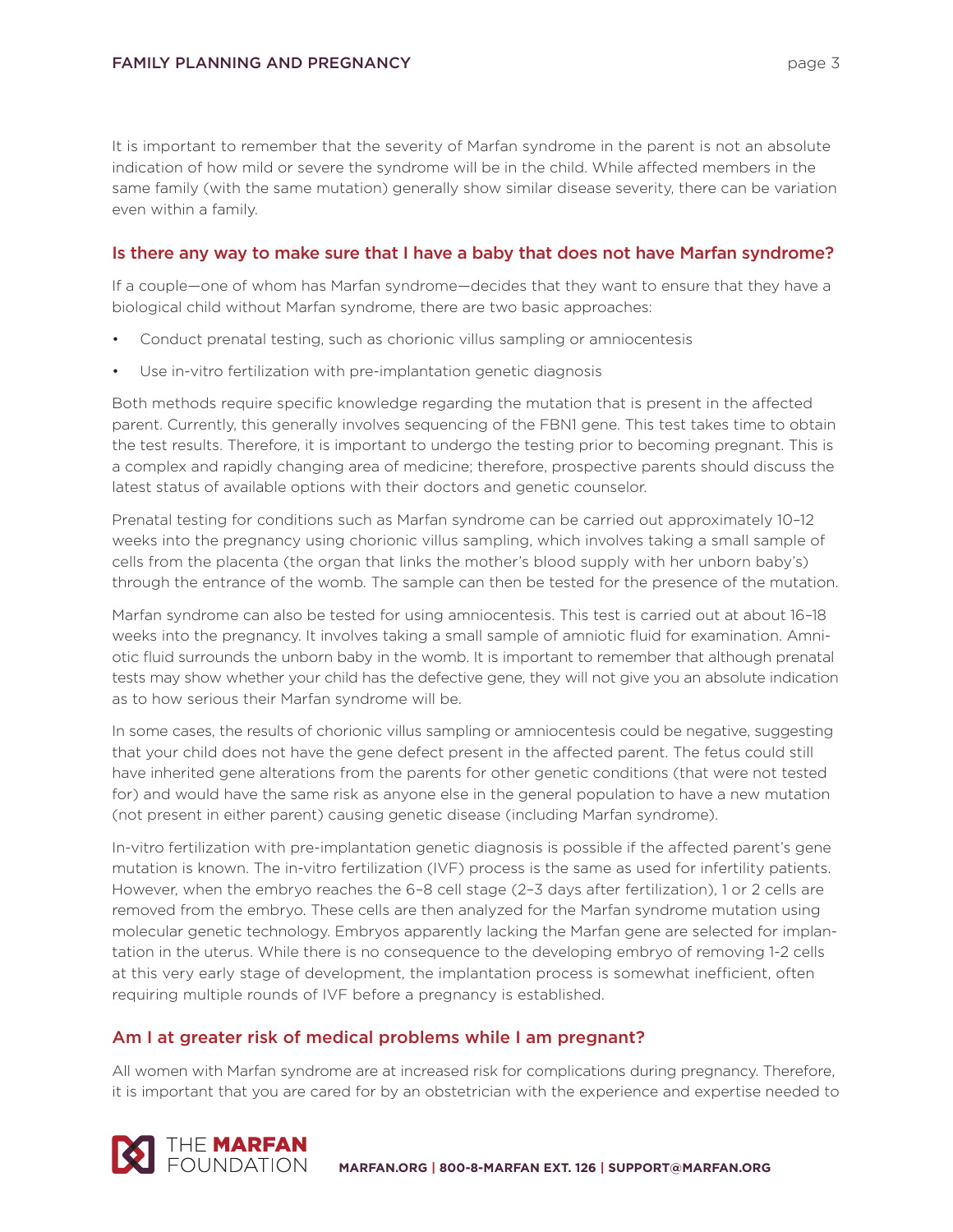It is important to remember that the severity of Marfan syndrome in the parent is not an absolute indication of how mild or severe the syndrome will be in the child. While affected members in the same family (with the same mutation) generally show similar disease severity, there can be variation even within a family.

## Is there any way to make sure that I have a baby that does not have Marfan syndrome?

If a couple—one of whom has Marfan syndrome—decides that they want to ensure that they have a biological child without Marfan syndrome, there are two basic approaches:

- Conduct prenatal testing, such as chorionic villus sampling or amniocentesis
- Use in-vitro fertilization with pre-implantation genetic diagnosis

Both methods require specific knowledge regarding the mutation that is present in the affected parent. Currently, this generally involves sequencing of the FBN1 gene. This test takes time to obtain the test results. Therefore, it is important to undergo the testing prior to becoming pregnant. This is a complex and rapidly changing area of medicine; therefore, prospective parents should discuss the latest status of available options with their doctors and genetic counselor.

Prenatal testing for conditions such as Marfan syndrome can be carried out approximately 10–12 weeks into the pregnancy using chorionic villus sampling, which involves taking a small sample of cells from the placenta (the organ that links the mother's blood supply with her unborn baby's) through the entrance of the womb. The sample can then be tested for the presence of the mutation.

Marfan syndrome can also be tested for using amniocentesis. This test is carried out at about 16–18 weeks into the pregnancy. It involves taking a small sample of amniotic fluid for examination. Amniotic fluid surrounds the unborn baby in the womb. It is important to remember that although prenatal tests may show whether your child has the defective gene, they will not give you an absolute indication as to how serious their Marfan syndrome will be.

In some cases, the results of chorionic villus sampling or amniocentesis could be negative, suggesting that your child does not have the gene defect present in the affected parent. The fetus could still have inherited gene alterations from the parents for other genetic conditions (that were not tested for) and would have the same risk as anyone else in the general population to have a new mutation (not present in either parent) causing genetic disease (including Marfan syndrome).

In-vitro fertilization with pre-implantation genetic diagnosis is possible if the affected parent's gene mutation is known. The in-vitro fertilization (IVF) process is the same as used for infertility patients. However, when the embryo reaches the 6–8 cell stage (2–3 days after fertilization), 1 or 2 cells are removed from the embryo. These cells are then analyzed for the Marfan syndrome mutation using molecular genetic technology. Embryos apparently lacking the Marfan gene are selected for implantation in the uterus. While there is no consequence to the developing embryo of removing 1-2 cells at this very early stage of development, the implantation process is somewhat inefficient, often requiring multiple rounds of IVF before a pregnancy is established.

## Am I at greater risk of medical problems while I am pregnant?

All women with Marfan syndrome are at increased risk for complications during pregnancy. Therefore, it is important that you are cared for by an obstetrician with the experience and expertise needed to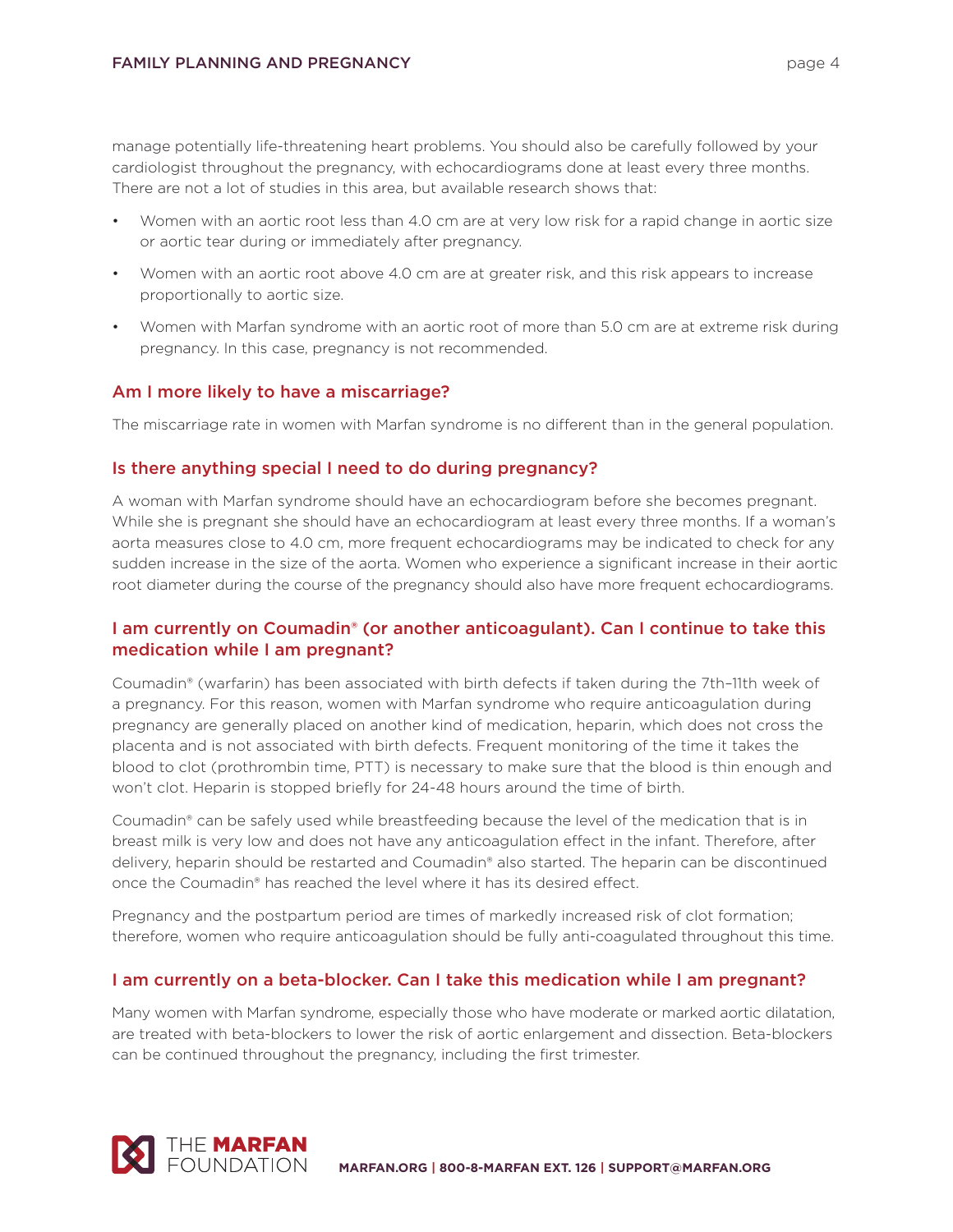manage potentially life-threatening heart problems. You should also be carefully followed by your cardiologist throughout the pregnancy, with echocardiograms done at least every three months. There are not a lot of studies in this area, but available research shows that:

- Women with an aortic root less than 4.0 cm are at very low risk for a rapid change in aortic size or aortic tear during or immediately after pregnancy.
- Women with an aortic root above 4.0 cm are at greater risk, and this risk appears to increase proportionally to aortic size.
- Women with Marfan syndrome with an aortic root of more than 5.0 cm are at extreme risk during pregnancy. In this case, pregnancy is not recommended.

## Am I more likely to have a miscarriage?

The miscarriage rate in women with Marfan syndrome is no different than in the general population.

## Is there anything special I need to do during pregnancy?

A woman with Marfan syndrome should have an echocardiogram before she becomes pregnant. While she is pregnant she should have an echocardiogram at least every three months. If a woman's aorta measures close to 4.0 cm, more frequent echocardiograms may be indicated to check for any sudden increase in the size of the aorta. Women who experience a significant increase in their aortic root diameter during the course of the pregnancy should also have more frequent echocardiograms.

## I am currently on Coumadin® (or another anticoagulant). Can I continue to take this medication while I am pregnant?

Coumadin® (warfarin) has been associated with birth defects if taken during the 7th–11th week of a pregnancy. For this reason, women with Marfan syndrome who require anticoagulation during pregnancy are generally placed on another kind of medication, heparin, which does not cross the placenta and is not associated with birth defects. Frequent monitoring of the time it takes the blood to clot (prothrombin time, PTT) is necessary to make sure that the blood is thin enough and won't clot. Heparin is stopped briefly for 24-48 hours around the time of birth.

Coumadin® can be safely used while breastfeeding because the level of the medication that is in breast milk is very low and does not have any anticoagulation effect in the infant. Therefore, after delivery, heparin should be restarted and Coumadin® also started. The heparin can be discontinued once the Coumadin® has reached the level where it has its desired effect.

Pregnancy and the postpartum period are times of markedly increased risk of clot formation; therefore, women who require anticoagulation should be fully anti-coagulated throughout this time.

## I am currently on a beta-blocker. Can I take this medication while I am pregnant?

Many women with Marfan syndrome, especially those who have moderate or marked aortic dilatation, are treated with beta-blockers to lower the risk of aortic enlargement and dissection. Beta-blockers can be continued throughout the pregnancy, including the first trimester.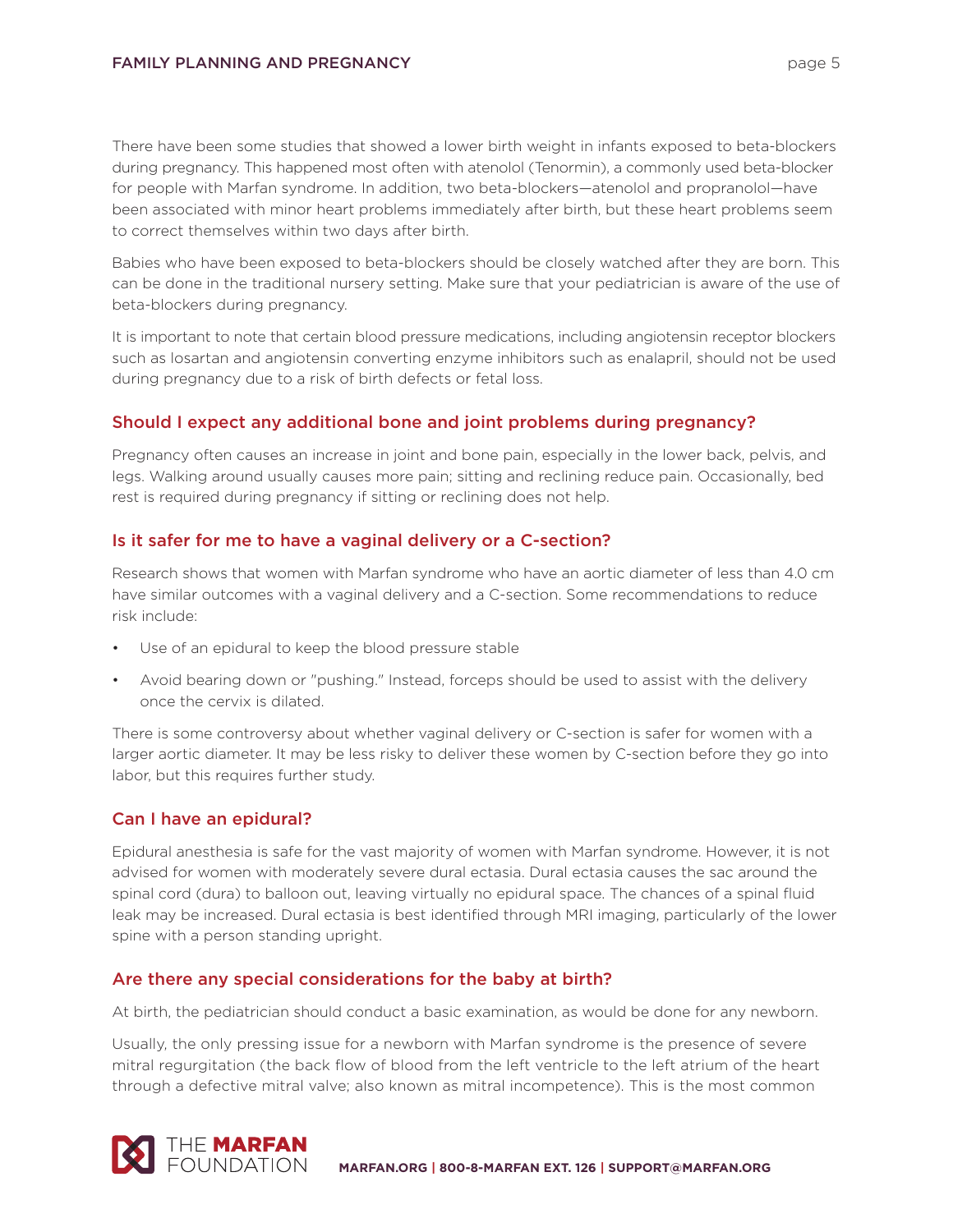There have been some studies that showed a lower birth weight in infants exposed to beta-blockers during pregnancy. This happened most often with atenolol (Tenormin), a commonly used beta-blocker for people with Marfan syndrome. In addition, two beta-blockers—atenolol and propranolol—have been associated with minor heart problems immediately after birth, but these heart problems seem to correct themselves within two days after birth.

Babies who have been exposed to beta-blockers should be closely watched after they are born. This can be done in the traditional nursery setting. Make sure that your pediatrician is aware of the use of beta-blockers during pregnancy.

It is important to note that certain blood pressure medications, including angiotensin receptor blockers such as losartan and angiotensin converting enzyme inhibitors such as enalapril, should not be used during pregnancy due to a risk of birth defects or fetal loss.

## Should I expect any additional bone and joint problems during pregnancy?

Pregnancy often causes an increase in joint and bone pain, especially in the lower back, pelvis, and legs. Walking around usually causes more pain; sitting and reclining reduce pain. Occasionally, bed rest is required during pregnancy if sitting or reclining does not help.

## Is it safer for me to have a vaginal delivery or a C-section?

Research shows that women with Marfan syndrome who have an aortic diameter of less than 4.0 cm have similar outcomes with a vaginal delivery and a C-section. Some recommendations to reduce risk include:

- Use of an epidural to keep the blood pressure stable
- Avoid bearing down or "pushing." Instead, forceps should be used to assist with the delivery once the cervix is dilated.

There is some controversy about whether vaginal delivery or C-section is safer for women with a larger aortic diameter. It may be less risky to deliver these women by C-section before they go into labor, but this requires further study.

## Can I have an epidural?

Epidural anesthesia is safe for the vast majority of women with Marfan syndrome. However, it is not advised for women with moderately severe dural ectasia. Dural ectasia causes the sac around the spinal cord (dura) to balloon out, leaving virtually no epidural space. The chances of a spinal fluid leak may be increased. Dural ectasia is best identified through MRI imaging, particularly of the lower spine with a person standing upright.

## Are there any special considerations for the baby at birth?

At birth, the pediatrician should conduct a basic examination, as would be done for any newborn.

Usually, the only pressing issue for a newborn with Marfan syndrome is the presence of severe mitral regurgitation (the back flow of blood from the left ventricle to the left atrium of the heart through a defective mitral valve; also known as mitral incompetence). This is the most common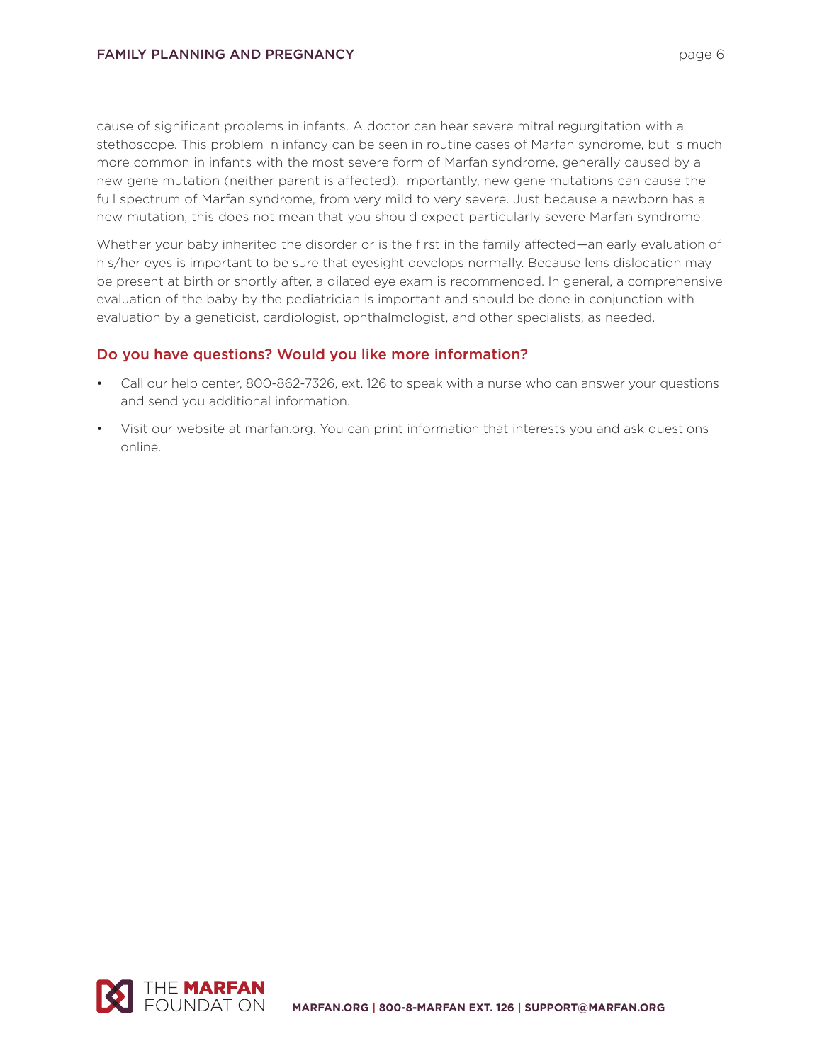cause of significant problems in infants. A doctor can hear severe mitral regurgitation with a stethoscope. This problem in infancy can be seen in routine cases of Marfan syndrome, but is much more common in infants with the most severe form of Marfan syndrome, generally caused by a new gene mutation (neither parent is affected). Importantly, new gene mutations can cause the full spectrum of Marfan syndrome, from very mild to very severe. Just because a newborn has a new mutation, this does not mean that you should expect particularly severe Marfan syndrome.

Whether your baby inherited the disorder or is the first in the family affected—an early evaluation of his/her eyes is important to be sure that eyesight develops normally. Because lens dislocation may be present at birth or shortly after, a dilated eye exam is recommended. In general, a comprehensive evaluation of the baby by the pediatrician is important and should be done in conjunction with evaluation by a geneticist, cardiologist, ophthalmologist, and other specialists, as needed.

## Do you have questions? Would you like more information?

- Call our help center, 800-862-7326, ext. 126 to speak with a nurse who can answer your questions and send you additional information.
- Visit our website at marfan.org. You can print information that interests you and ask questions online.